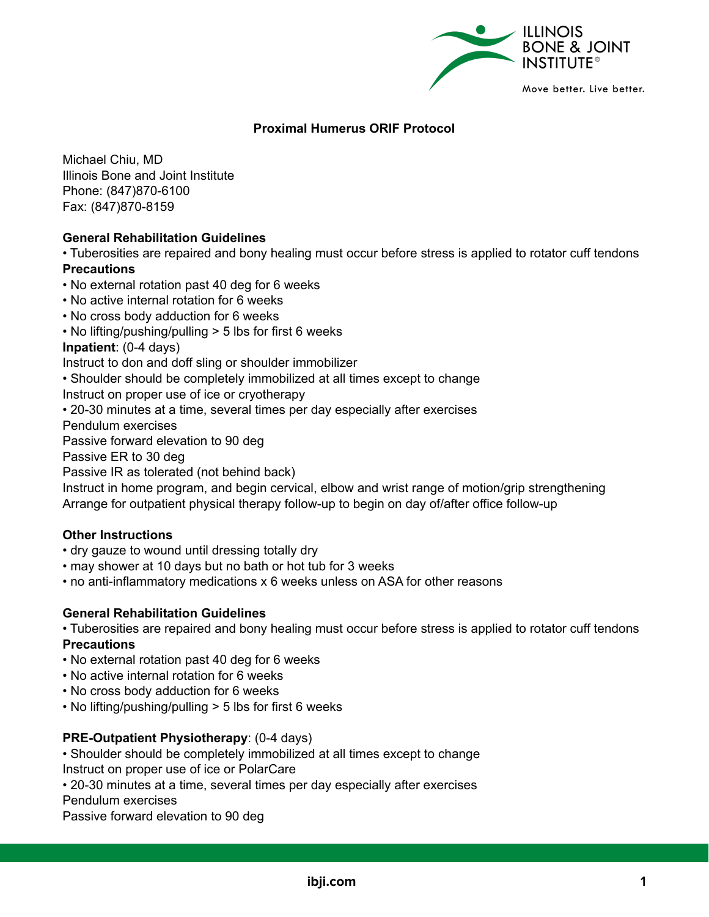# Proximal Humerus ORIF Protocol

Michael Chiu, MD
Illinois Bone and Joint Institute
Phone: (847)870-6100
Fax: (847)870-8159

**General Rehabilitation Guidelines**

- Tuberosities are repaired and bony healing must occur before stress is applied to rotator cuff tendons

**Precautions**

- No external rotation past 40 deg for 6 weeks
- No active internal rotation for 6 weeks
- No cross body adduction for 6 weeks
- No lifting/pushing/pulling > 5 lbs for first 6 weeks

**Inpatient**: (0-4 days)

Instruct to don and doff sling or shoulder immobilizer

- Shoulder should be completely immobilized at all times except to change

Instruct on proper use of ice or cryotherapy

- 20-30 minutes at a time, several times per day especially after exercises

Pendulum exercises

Passive forward elevation to 90 deg

Passive ER to 30 deg

Passive IR as tolerated (not behind back)

Instruct in home program, and begin cervical, elbow and wrist range of motion/grip strengthening

Arrange for outpatient physical therapy follow-up to begin on day of/after office follow-up

**Other Instructions**

- dry gauze to wound until dressing totally dry
- may shower at 10 days but no bath or hot tub for 3 weeks
- no anti-inflammatory medications x 6 weeks unless on ASA for other reasons

**General Rehabilitation Guidelines**

- Tuberosities are repaired and bony healing must occur before stress is applied to rotator cuff tendons

**Precautions**

- No external rotation past 40 deg for 6 weeks
- No active internal rotation for 6 weeks
- No cross body adduction for 6 weeks
- No lifting/pushing/pulling > 5 lbs for first 6 weeks

**PRE-Outpatient Physiotherapy**: (0-4 days)

- Shoulder should be completely immobilized at all times except to change

Instruct on proper use of ice or PolarCare

- 20-30 minutes at a time, several times per day especially after exercises

Pendulum exercises

Passive forward elevation to 90 deg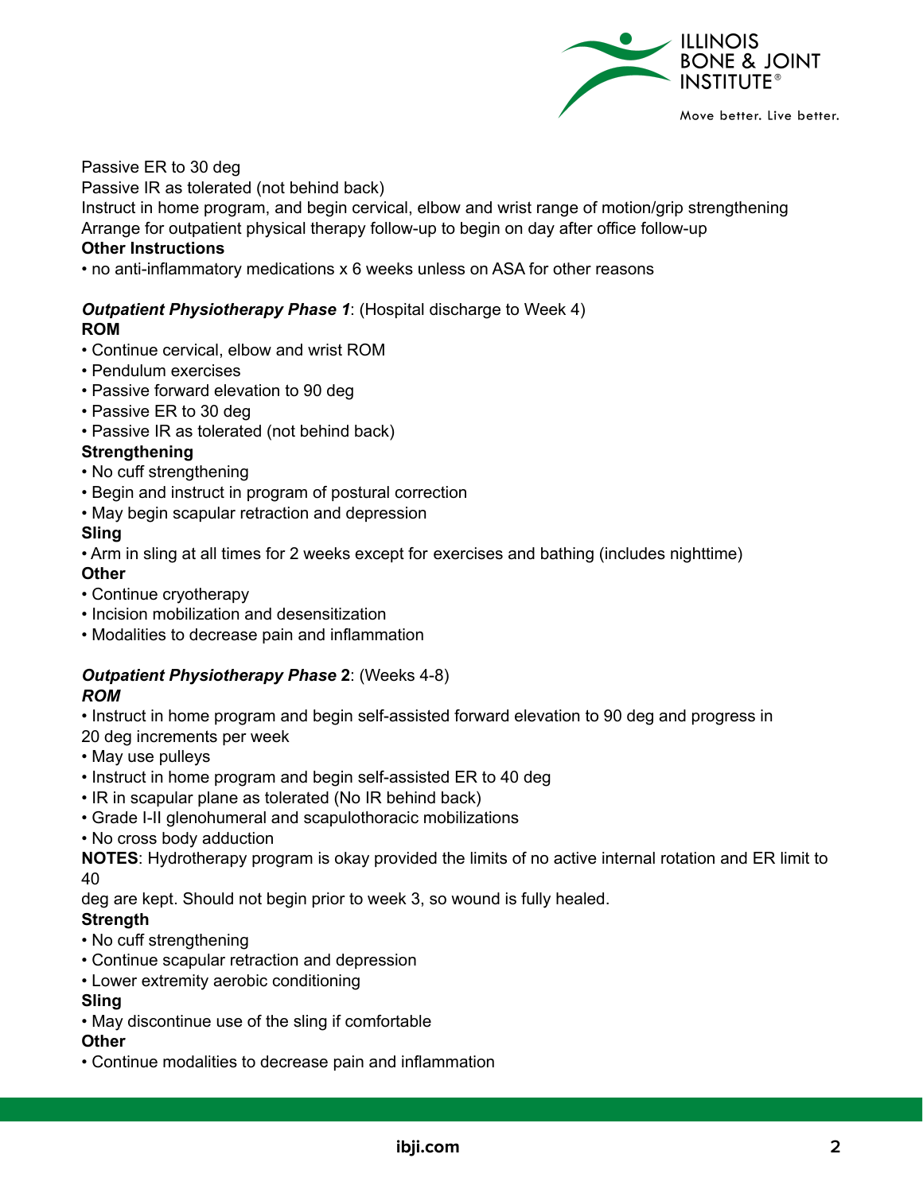Passive ER to 30 deg
Passive IR as tolerated (not behind back)
Instruct in home program, and begin cervical, elbow and wrist range of motion/grip strengthening
Arrange for outpatient physical therapy follow-up to begin on day after office follow-up

**Other Instructions**

- no anti-inflammatory medications x 6 weeks unless on ASA for other reasons

***Outpatient Physiotherapy Phase 1***: (Hospital discharge to Week 4)

**ROM**

- Continue cervical, elbow and wrist ROM
- Pendulum exercises
- Passive forward elevation to 90 deg
- Passive ER to 30 deg
- Passive IR as tolerated (not behind back)

**Strengthening**

- No cuff strengthening
- Begin and instruct in program of postural correction
- May begin scapular retraction and depression

**Sling**

- Arm in sling at all times for 2 weeks except for exercises and bathing (includes nighttime)

**Other**

- Continue cryotherapy
- Incision mobilization and desensitization
- Modalities to decrease pain and inflammation

***Outpatient Physiotherapy Phase* 2**: (Weeks 4-8)

***ROM***

- Instruct in home program and begin self-assisted forward elevation to 90 deg and progress in 20 deg increments per week
- May use pulleys
- Instruct in home program and begin self-assisted ER to 40 deg
- IR in scapular plane as tolerated (No IR behind back)
- Grade I-II glenohumeral and scapulothoracic mobilizations
- No cross body adduction

**NOTES**: Hydrotherapy program is okay provided the limits of no active internal rotation and ER limit to 40 deg are kept. Should not begin prior to week 3, so wound is fully healed.

**Strength**

- No cuff strengthening
- Continue scapular retraction and depression
- Lower extremity aerobic conditioning

**Sling**

- May discontinue use of the sling if comfortable

**Other**

- Continue modalities to decrease pain and inflammation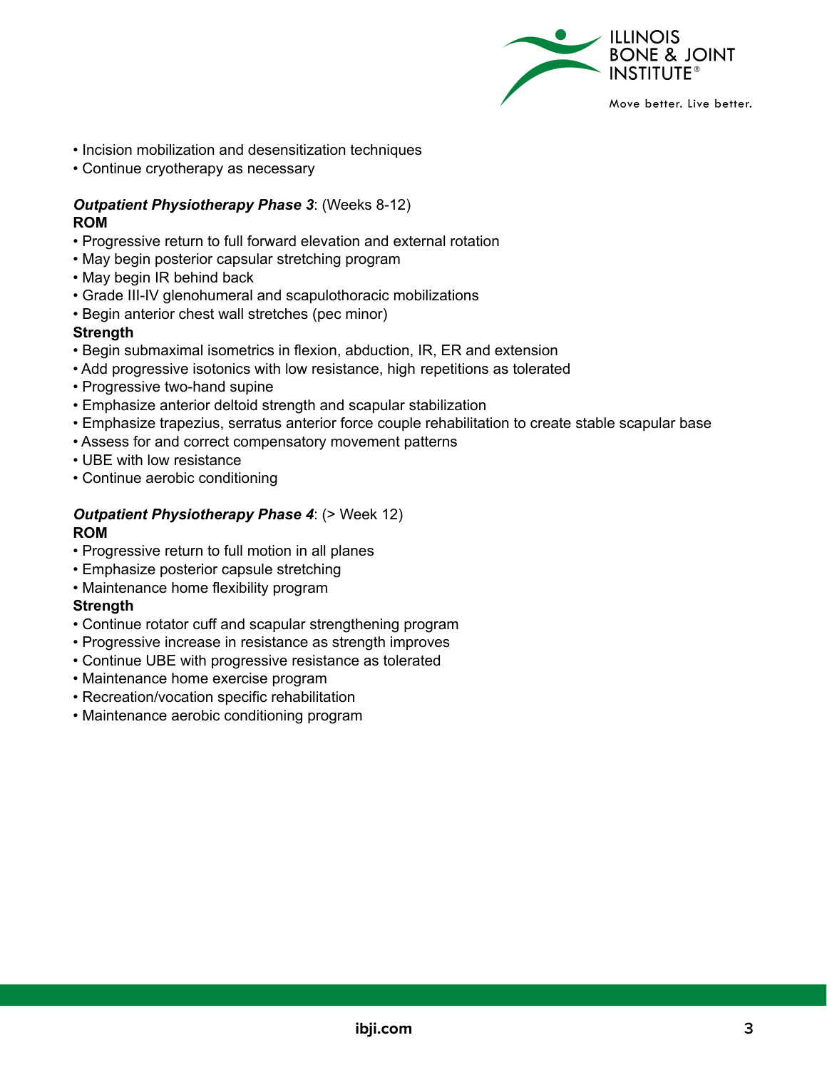- Incision mobilization and desensitization techniques
- Continue cryotherapy as necessary

***Outpatient Physiotherapy Phase 3***: (Weeks 8-12)

**ROM**

- Progressive return to full forward elevation and external rotation
- May begin posterior capsular stretching program
- May begin IR behind back
- Grade III-IV glenohumeral and scapulothoracic mobilizations
- Begin anterior chest wall stretches (pec minor)

**Strength**

- Begin submaximal isometrics in flexion, abduction, IR, ER and extension
- Add progressive isotonics with low resistance, high repetitions as tolerated
- Progressive two-hand supine
- Emphasize anterior deltoid strength and scapular stabilization
- Emphasize trapezius, serratus anterior force couple rehabilitation to create stable scapular base
- Assess for and correct compensatory movement patterns
- UBE with low resistance
- Continue aerobic conditioning

***Outpatient Physiotherapy Phase 4***: (> Week 12)

**ROM**

- Progressive return to full motion in all planes
- Emphasize posterior capsule stretching
- Maintenance home flexibility program

**Strength**

- Continue rotator cuff and scapular strengthening program
- Progressive increase in resistance as strength improves
- Continue UBE with progressive resistance as tolerated
- Maintenance home exercise program
- Recreation/vocation specific rehabilitation
- Maintenance aerobic conditioning program